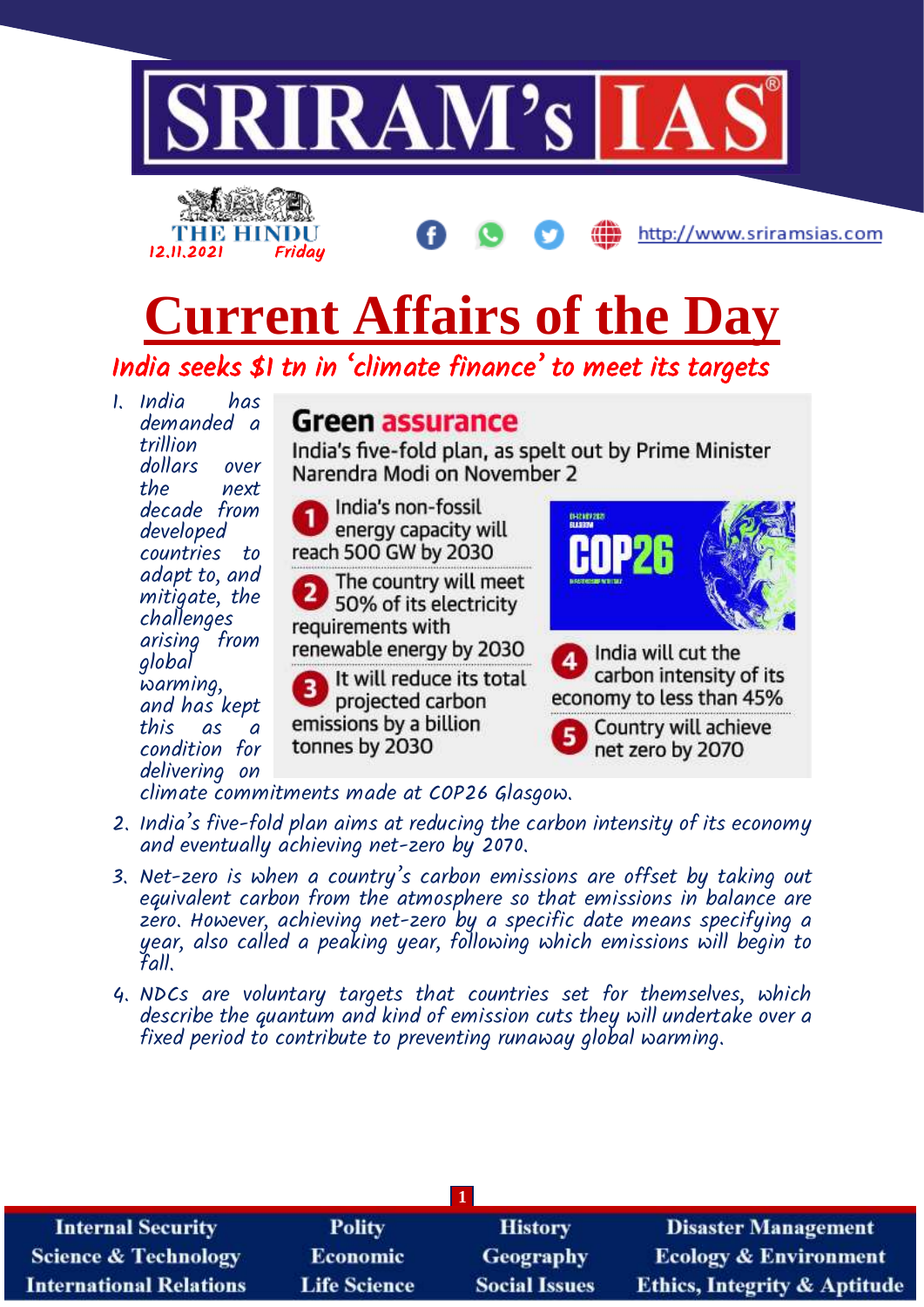# SRIRAM's IAS

THE HINDU 12.11.2021 Friday

http://www.sriramsias.com

# Current Affairs of the Day

## India seeks $1 tn in 'climate finance' to meet its targets

1. India has demanded a trillion dollars over the next decade from developed countries to adapt to, and mitigate, the challenges arising from global warming, and has kept this as a condition for delivering on climate commitments made at COP26 Glasgow.

### Green assurance

India's five-fold plan, as spelt out by Prime Minister Narendra Modi on November 2

1. India's non-fossil energy capacity will reach 500 GW by 2030
2. The country will meet 50% of its electricity requirements with renewable energy by 2030
3. It will reduce its total projected carbon emissions by a billion tonnes by 2030
4. India will cut the carbon intensity of its economy to less than 45%
5. Country will achieve net zero by 2070

2. India's five-fold plan aims at reducing the carbon intensity of its economy and eventually achieving net-zero by 2070.
3. Net-zero is when a country's carbon emissions are offset by taking out equivalent carbon from the atmosphere so that emissions in balance are zero. However, achieving net-zero by a specific date means specifying a year, also called a peaking year, following which emissions will begin to fall.
4. NDCs are voluntary targets that countries set for themselves, which describe the quantum and kind of emission cuts they will undertake over a fixed period to contribute to preventing runaway global warming.

| Internal Security | Polity | History | Disaster Management |
|---|---|---|---|
| Science & Technology | Economic | Geography | Ecology & Environment |
| International Relations | Life Science | Social Issues | Ethics, Integrity & Aptitude |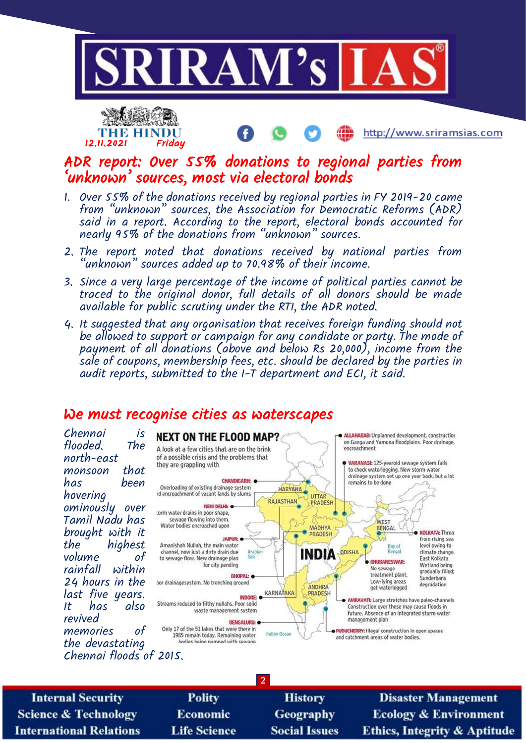THE HINDU
12.11.2021 Friday

## ADR report: Over 55% donations to regional parties from 'unknown' sources, most via electoral bonds

1. Over 55% of the donations received by regional parties in FY 2019-20 came from "unknown" sources, the Association for Democratic Reforms (ADR) said in a report. According to the report, electoral bonds accounted for nearly 95% of the donations from "unknown" sources.
2. The report noted that donations received by national parties from "unknown" sources added up to 70.98% of their income.
3. Since a very large percentage of the income of political parties cannot be traced to the original donor, full details of all donors should be made available for public scrutiny under the RTI, the ADR noted.
4. It suggested that any organisation that receives foreign funding should not be allowed to support or campaign for any candidate or party. The mode of payment of all donations (above and below Rs 20,000), income from the sale of coupons, membership fees, etc. should be declared by the parties in audit reports, submitted to the I-T department and ECI, it said.

## We must recognise cities as waterscapes

Chennai is flooded. The north-east monsoon that has been hovering ominously over Tamil Nadu has brought with it the highest volume of rainfall within 24 hours in the last five years. It has also revived memories of the devastating Chennai floods of 2015.

**NEXT ON THE FLOOD MAP?**

A look at a few cities that are on the brink of a possible crisis and the problems that they are grappling with

- **CHANDIGARH:** Overloading of existing drainage system and encroachment of vacant lands by slums
- **NEW DELHI:** Storm water drains in poor shape, sewage flowing into them. Water bodies encroached upon
- **JAIPUR:** Amanishah Nullah, the main water channel, now just a dirty drain due to sewage flow. New drainage plan for city pending
- **BHOPAL:** Poor drainage system. No trenching ground
- **INDORE:** Streams reduced to filthy nullahs. Poor solid waste management system
- **BENGALURU:** Only 17 of the 51 lakes that were there in 1985 remain today. Remaining water bodies being pumped with sewage
- **ALLAHABAD:** Unplanned development, construction on Ganga and Yamuna floodplains. Poor drainage, encroachment
- **VARANASI:** 125-yearold sewage system fails to check waterlogging. New storm water drainage system set up one year back, but a lot remains to be done
- **KOLKATA:** Threat from rising sea level owing to climate change. East Kolkata Wetland being gradually filled; Sunderbans degradation
- **BHUBANESWAR:** No sewage treatment plant. Low-lying areas get waterlogged
- **AMRAVATI:** Large stretches have paleo-channels. Construction over these may cause floods in future. Absence of an integrated storm water management plan
- **PUDUCHERRY:** Illegal construction in open spaces and catchment areas of water bodies.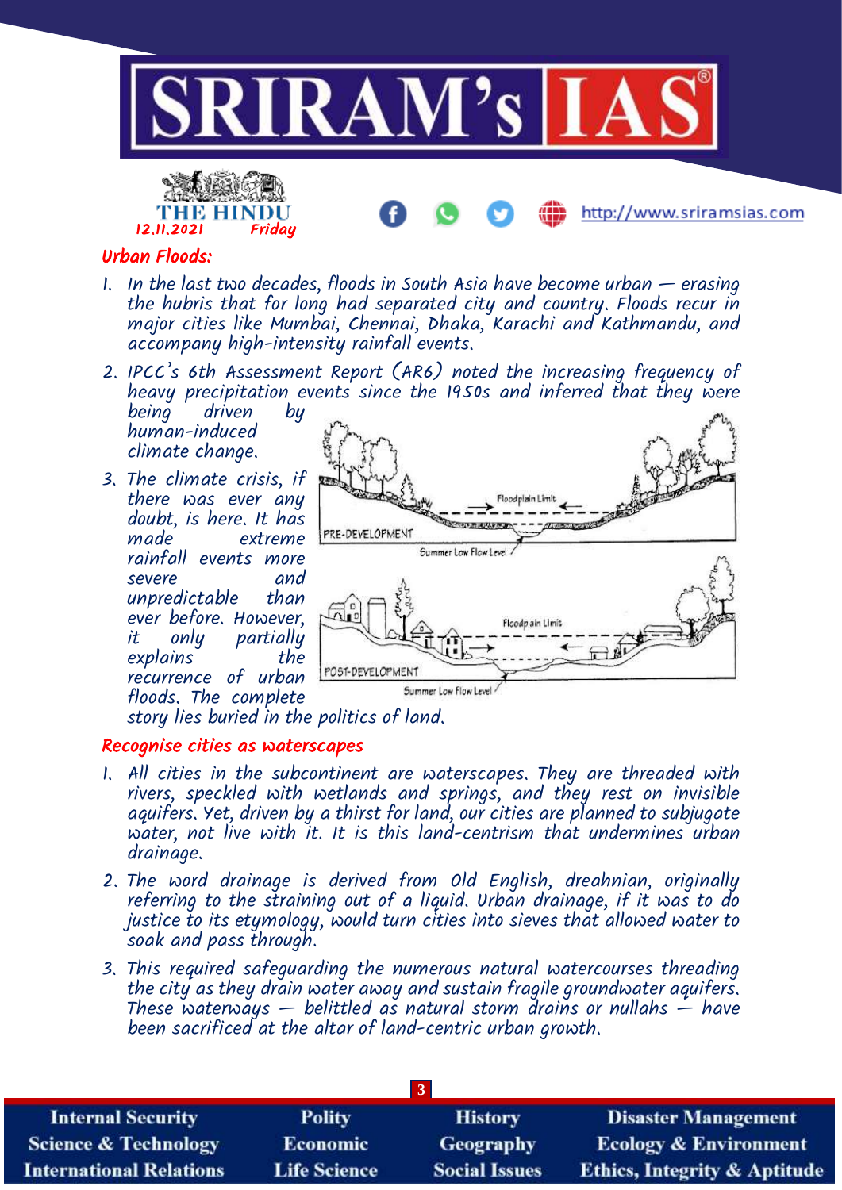## Urban Floods:

1. In the last two decades, floods in South Asia have become urban — erasing the hubris that for long had separated city and country. Floods recur in major cities like Mumbai, Chennai, Dhaka, Karachi and Kathmandu, and accompany high-intensity rainfall events.
2. IPCC's 6th Assessment Report (AR6) noted the increasing frequency of heavy precipitation events since the 1950s and inferred that they were being driven by human-induced climate change.
3. The climate crisis, if there was ever any doubt, is here. It has made extreme rainfall events more severe and unpredictable than ever before. However, it only partially explains the recurrence of urban floods. The complete story lies buried in the politics of land.

## Recognise cities as waterscapes

1. All cities in the subcontinent are waterscapes. They are threaded with rivers, speckled with wetlands and springs, and they rest on invisible aquifers. Yet, driven by a thirst for land, our cities are planned to subjugate water, not live with it. It is this land-centrism that undermines urban drainage.
2. The word drainage is derived from Old English, dreahnian, originally referring to the straining out of a liquid. Urban drainage, if it was to do justice to its etymology, would turn cities into sieves that allowed water to soak and pass through.
3. This required safeguarding the numerous natural watercourses threading the city as they drain water away and sustain fragile groundwater aquifers. These waterways — belittled as natural storm drains or nullahs — have been sacrificed at the altar of land-centric urban growth.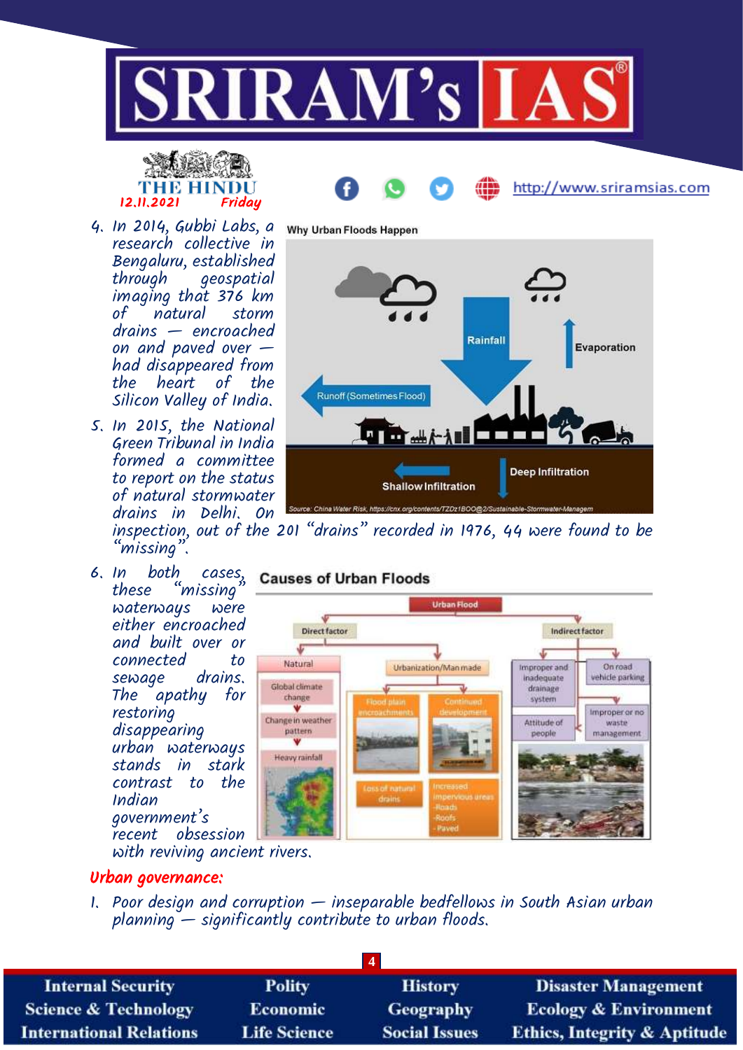4. In 2014, Gubbi Labs, a research collective in Bengaluru, established through geospatial imaging that 376 km of natural storm drains — encroached on and paved over — had disappeared from the heart of the Silicon Valley of India.
5. In 2015, the National Green Tribunal in India formed a committee to report on the status of natural stormwater drains in Delhi. On inspection, out of the 201 "drains" recorded in 1976, 44 were found to be "missing".
6. In both cases, these "missing" waterways were either encroached and built over or connected to sewage drains. The apathy for restoring disappearing urban waterways stands in stark contrast to the Indian government's recent obsession with reviving ancient rivers.

## Urban governance:

1. Poor design and corruption — inseparable bedfellows in South Asian urban planning — significantly contribute to urban floods.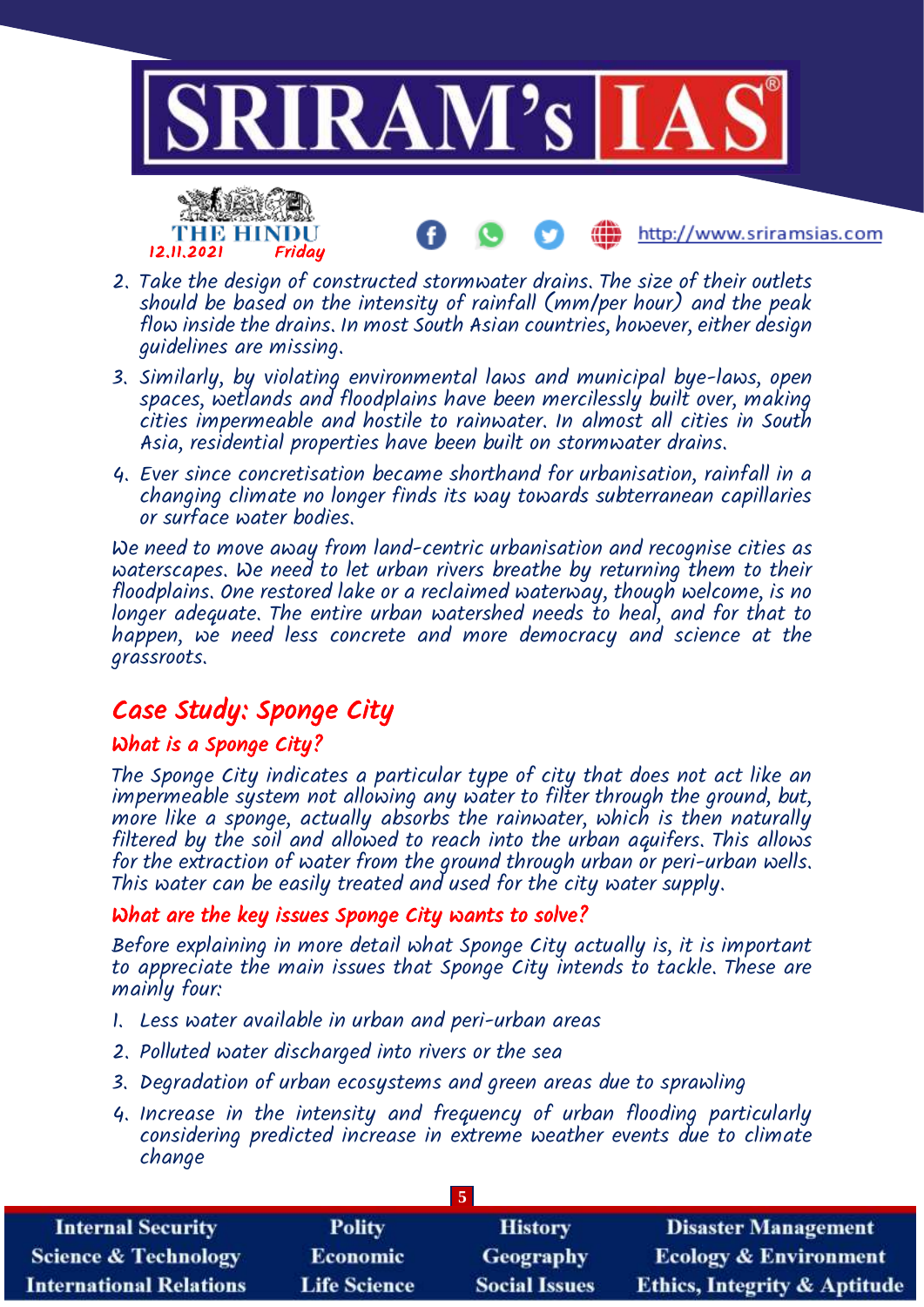2. Take the design of constructed stormwater drains. The size of their outlets should be based on the intensity of rainfall (mm/per hour) and the peak flow inside the drains. In most South Asian countries, however, either design guidelines are missing.
3. Similarly, by violating environmental laws and municipal bye-laws, open spaces, wetlands and floodplains have been mercilessly built over, making cities impermeable and hostile to rainwater. In almost all cities in South Asia, residential properties have been built on stormwater drains.
4. Ever since concretisation became shorthand for urbanisation, rainfall in a changing climate no longer finds its way towards subterranean capillaries or surface water bodies.

We need to move away from land-centric urbanisation and recognise cities as waterscapes. We need to let urban rivers breathe by returning them to their floodplains. One restored lake or a reclaimed waterway, though welcome, is no longer adequate. The entire urban watershed needs to heal, and for that to happen, we need less concrete and more democracy and science at the grassroots.

## Case Study: Sponge City

### What is a Sponge City?

The Sponge City indicates a particular type of city that does not act like an impermeable system not allowing any water to filter through the ground, but, more like a sponge, actually absorbs the rainwater, which is then naturally filtered by the soil and allowed to reach into the urban aquifers. This allows for the extraction of water from the ground through urban or peri-urban wells. This water can be easily treated and used for the city water supply.

### What are the key issues Sponge City wants to solve?

Before explaining in more detail what Sponge City actually is, it is important to appreciate the main issues that Sponge City intends to tackle. These are mainly four:

1. Less water available in urban and peri-urban areas
2. Polluted water discharged into rivers or the sea
3. Degradation of urban ecosystems and green areas due to sprawling
4. Increase in the intensity and frequency of urban flooding particularly considering predicted increase in extreme weather events due to climate change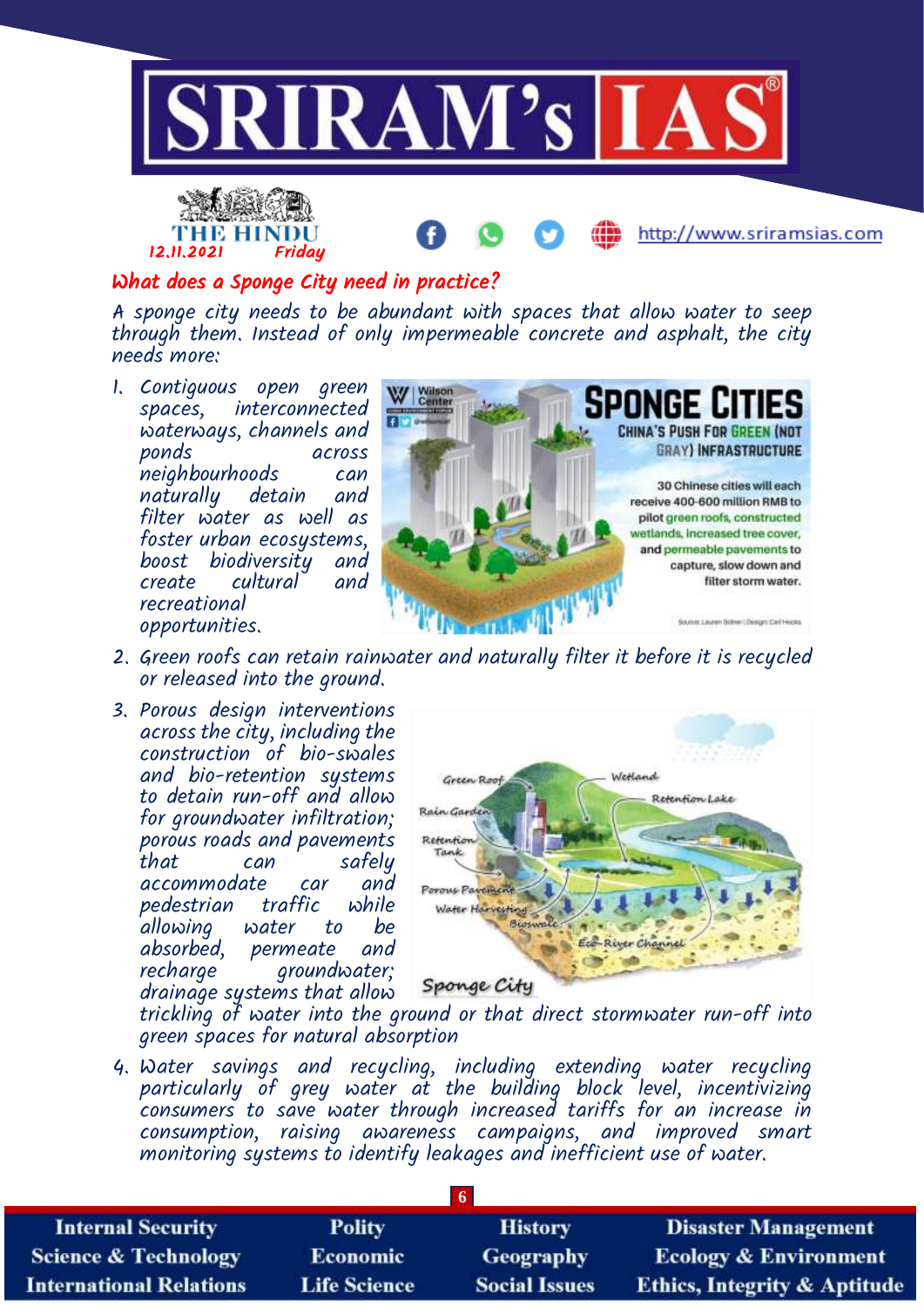## What does a Sponge City need in practice?

A sponge city needs to be abundant with spaces that allow water to seep through them. Instead of only impermeable concrete and asphalt, the city needs more:

1. Contiguous open green spaces, interconnected waterways, channels and ponds across neighbourhoods can naturally detain and filter water as well as foster urban ecosystems, boost biodiversity and create cultural and recreational opportunities.
2. Green roofs can retain rainwater and naturally filter it before it is recycled or released into the ground.
3. Porous design interventions across the city, including the construction of bio-swales and bio-retention systems to detain run-off and allow for groundwater infiltration; porous roads and pavements that can safely accommodate car and pedestrian traffic while allowing water to be absorbed, permeate and recharge groundwater; drainage systems that allow trickling of water into the ground or that direct stormwater run-off into green spaces for natural absorption
4. Water savings and recycling, including extending water recycling particularly of grey water at the building block level, incentivizing consumers to save water through increased tariffs for an increase in consumption, raising awareness campaigns, and improved smart monitoring systems to identify leakages and inefficient use of water.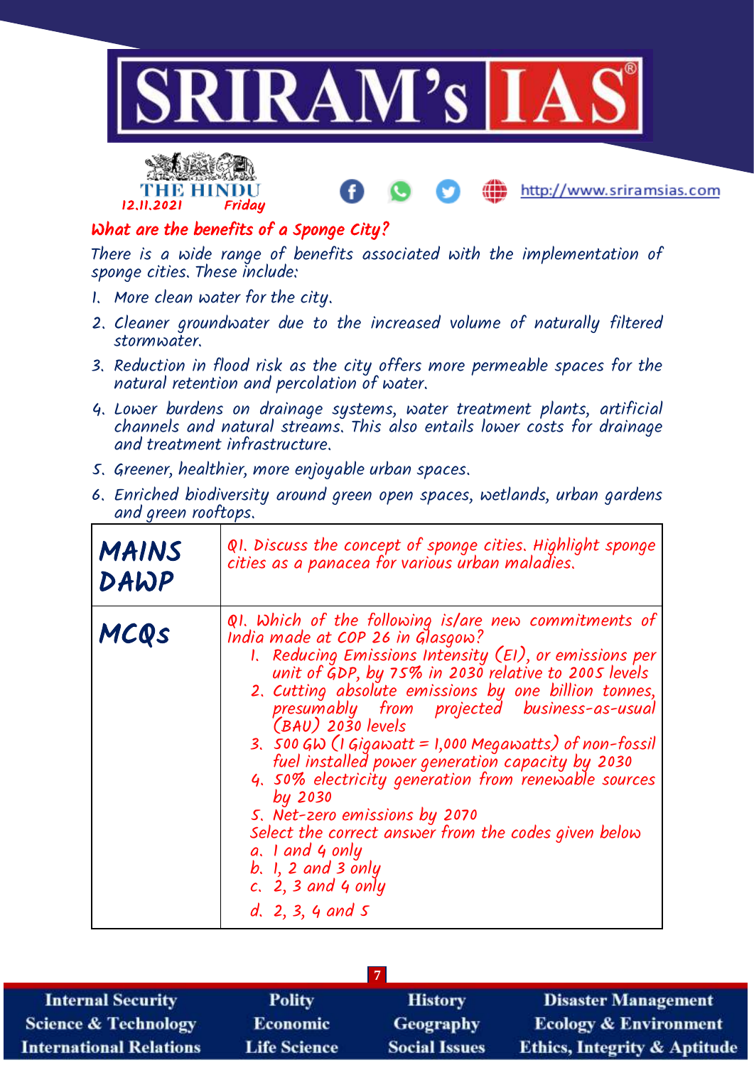## What are the benefits of a Sponge City?

There is a wide range of benefits associated with the implementation of sponge cities. These include:

1. More clean water for the city.
2. Cleaner groundwater due to the increased volume of naturally filtered stormwater.
3. Reduction in flood risk as the city offers more permeable spaces for the natural retention and percolation of water.
4. Lower burdens on drainage systems, water treatment plants, artificial channels and natural streams. This also entails lower costs for drainage and treatment infrastructure.
5. Greener, healthier, more enjoyable urban spaces.
6. Enriched biodiversity around green open spaces, wetlands, urban gardens and green rooftops.

| | |
|---|---|
| **MAINS DAWP** | Q1. Discuss the concept of sponge cities. Highlight sponge cities as a panacea for various urban maladies. |
| **MCQs** | Q1. Which of the following is/are new commitments of India made at COP 26 in Glasgow?<br>1. Reducing Emissions Intensity (EI), or emissions per unit of GDP, by 75% in 2030 relative to 2005 levels<br>2. Cutting absolute emissions by one billion tonnes, presumably from projected business-as-usual (BAU) 2030 levels<br>3. 500 GW (1 Gigawatt = 1,000 Megawatts) of non-fossil fuel installed power generation capacity by 2030<br>4. 50% electricity generation from renewable sources by 2030<br>5. Net-zero emissions by 2070<br>Select the correct answer from the codes given below<br>a. 1 and 4 only<br>b. 1, 2 and 3 only<br>c. 2, 3 and 4 only<br>d. 2, 3, 4 and 5 |